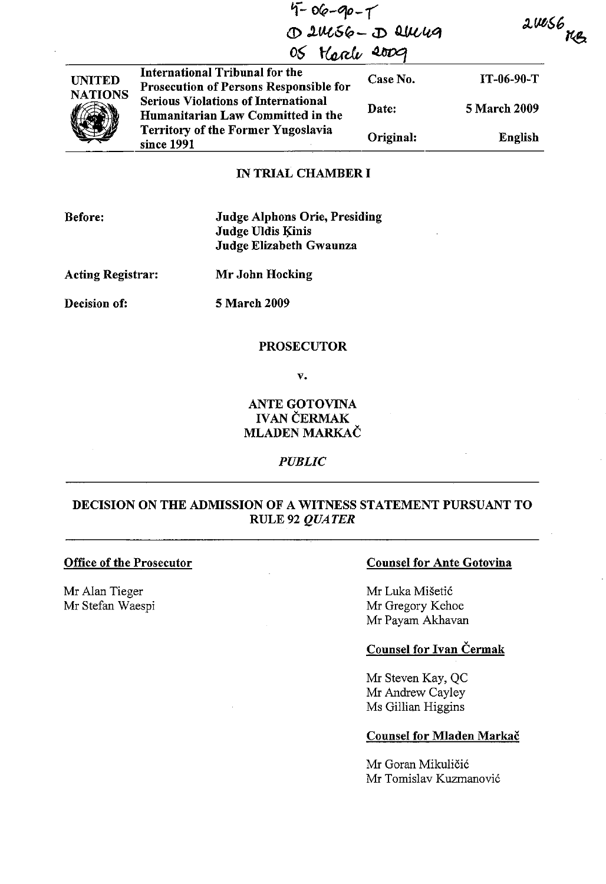IT-06-90-T
D 24456 - D 24449
05 March 2009

24456 KB

| UNITED NATIONS | International Tribunal for the Prosecution of Persons Responsible for Serious Violations of International Humanitarian Law Committed in the Territory of the Former Yugoslavia since 1991 | Case No. | IT-06-90-T |
|---|---|---|---|
| | | Date: | 5 March 2009 |
| | | Original: | English |

**IN TRIAL CHAMBER I**

**Before:** Judge Alphons Orie, Presiding
Judge Uldis Ķinis
Judge Elizabeth Gwaunza

**Acting Registrar:** Mr John Hocking

**Decision of:** 5 March 2009

**PROSECUTOR**

**v.**

**ANTE GOTOVINA**
**IVAN ČERMAK**
**MLADEN MARKAČ**

*PUBLIC*

---

## DECISION ON THE ADMISSION OF A WITNESS STATEMENT PURSUANT TO RULE 92 *QUATER*

---

**Office of the Prosecutor**

Mr Alan Tieger
Mr Stefan Waespi

**Counsel for Ante Gotovina**

Mr Luka Mišetić
Mr Gregory Kehoe
Mr Payam Akhavan

**Counsel for Ivan Čermak**

Mr Steven Kay, QC
Mr Andrew Cayley
Ms Gillian Higgins

**Counsel for Mladen Markač**

Mr Goran Mikuličić
Mr Tomislav Kuzmanović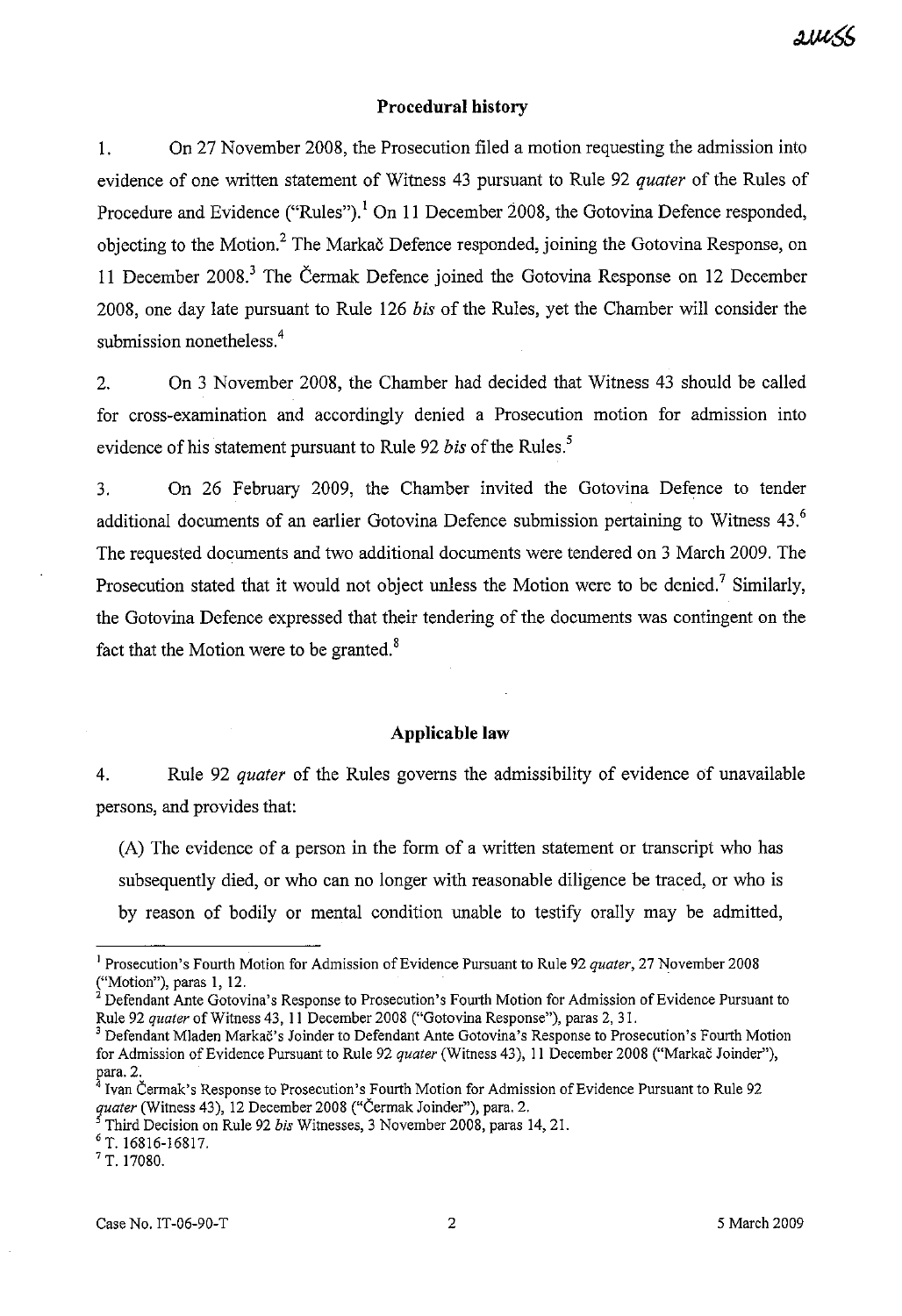## Procedural history

1. On 27 November 2008, the Prosecution filed a motion requesting the admission into evidence of one written statement of Witness 43 pursuant to Rule 92 *quater* of the Rules of Procedure and Evidence ("Rules").[1] On 11 December 2008, the Gotovina Defence responded, objecting to the Motion.[2] The Markač Defence responded, joining the Gotovina Response, on 11 December 2008.[3] The Čermak Defence joined the Gotovina Response on 12 December 2008, one day late pursuant to Rule 126 *bis* of the Rules, yet the Chamber will consider the submission nonetheless.[4]

2. On 3 November 2008, the Chamber had decided that Witness 43 should be called for cross-examination and accordingly denied a Prosecution motion for admission into evidence of his statement pursuant to Rule 92 *bis* of the Rules.[5]

3. On 26 February 2009, the Chamber invited the Gotovina Defence to tender additional documents of an earlier Gotovina Defence submission pertaining to Witness 43.[6] The requested documents and two additional documents were tendered on 3 March 2009. The Prosecution stated that it would not object unless the Motion were to be denied.[7] Similarly, the Gotovina Defence expressed that their tendering of the documents was contingent on the fact that the Motion were to be granted.[8]

## Applicable law

4. Rule 92 *quater* of the Rules governs the admissibility of evidence of unavailable persons, and provides that:

(A) The evidence of a person in the form of a written statement or transcript who has subsequently died, or who can no longer with reasonable diligence be traced, or who is by reason of bodily or mental condition unable to testify orally may be admitted,

---

[1] Prosecution's Fourth Motion for Admission of Evidence Pursuant to Rule 92 *quater*, 27 November 2008 ("Motion"), paras 1, 12.

[2] Defendant Ante Gotovina's Response to Prosecution's Fourth Motion for Admission of Evidence Pursuant to Rule 92 *quater* of Witness 43, 11 December 2008 ("Gotovina Response"), paras 2, 31.

[3] Defendant Mladen Markač's Joinder to Defendant Ante Gotovina's Response to Prosecution's Fourth Motion for Admission of Evidence Pursuant to Rule 92 *quater* (Witness 43), 11 December 2008 ("Markač Joinder"), para. 2.

[4] Ivan Čermak's Response to Prosecution's Fourth Motion for Admission of Evidence Pursuant to Rule 92 *quater* (Witness 43), 12 December 2008 ("Čermak Joinder"), para. 2.

[5] Third Decision on Rule 92 *bis* Witnesses, 3 November 2008, paras 14, 21.

[6] T. 16816-16817.

[7] T. 17080.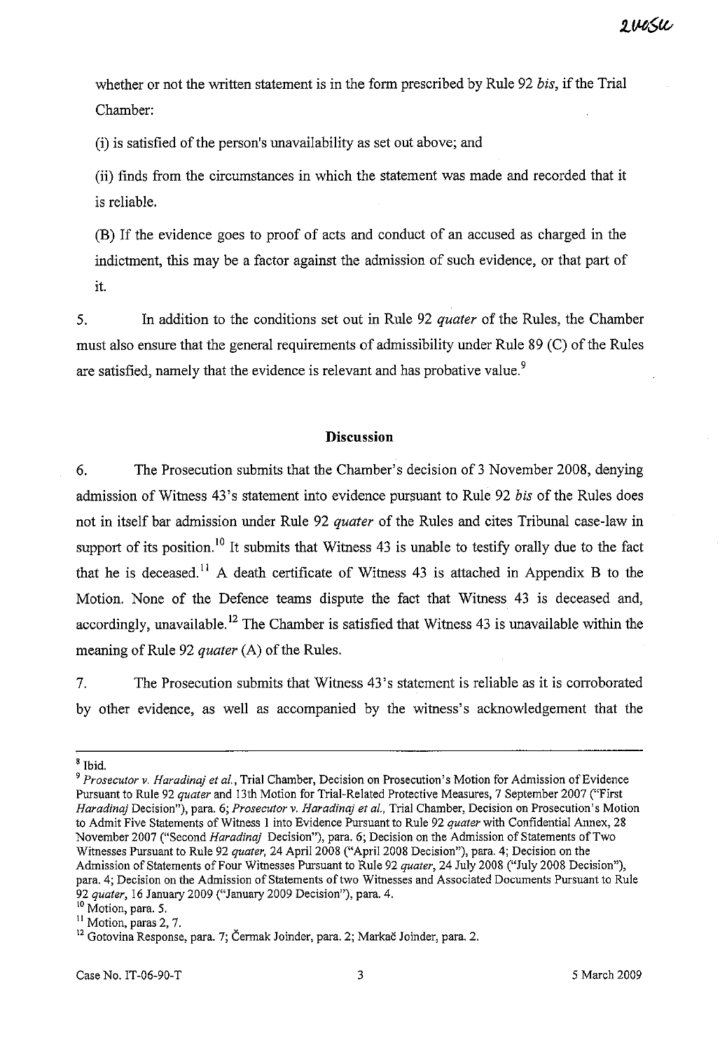whether or not the written statement is in the form prescribed by Rule 92 *bis*, if the Trial Chamber:

(i) is satisfied of the person's unavailability as set out above; and

(ii) finds from the circumstances in which the statement was made and recorded that it is reliable.

(B) If the evidence goes to proof of acts and conduct of an accused as charged in the indictment, this may be a factor against the admission of such evidence, or that part of it.

5. In addition to the conditions set out in Rule 92 *quater* of the Rules, the Chamber must also ensure that the general requirements of admissibility under Rule 89 (C) of the Rules are satisfied, namely that the evidence is relevant and has probative value.[9]

## Discussion

6. The Prosecution submits that the Chamber's decision of 3 November 2008, denying admission of Witness 43's statement into evidence pursuant to Rule 92 *bis* of the Rules does not in itself bar admission under Rule 92 *quater* of the Rules and cites Tribunal case-law in support of its position.[10] It submits that Witness 43 is unable to testify orally due to the fact that he is deceased.[11] A death certificate of Witness 43 is attached in Appendix B to the Motion. None of the Defence teams dispute the fact that Witness 43 is deceased and, accordingly, unavailable.[12] The Chamber is satisfied that Witness 43 is unavailable within the meaning of Rule 92 *quater* (A) of the Rules.

7. The Prosecution submits that Witness 43's statement is reliable as it is corroborated by other evidence, as well as accompanied by the witness's acknowledgement that the

---

[8] Ibid.

[9] *Prosecutor v. Haradinaj et al.*, Trial Chamber, Decision on Prosecution's Motion for Admission of Evidence Pursuant to Rule 92 *quater* and 13th Motion for Trial-Related Protective Measures, 7 September 2007 ("First *Haradinaj* Decision"), para. 6; *Prosecutor v. Haradinaj et al.*, Trial Chamber, Decision on Prosecution's Motion to Admit Five Statements of Witness 1 into Evidence Pursuant to Rule 92 *quater* with Confidential Annex, 28 November 2007 ("Second *Haradinaj* Decision"), para. 6; Decision on the Admission of Statements of Two Witnesses Pursuant to Rule 92 *quater*, 24 April 2008 ("April 2008 Decision"), para. 4; Decision on the Admission of Statements of Four Witnesses Pursuant to Rule 92 *quater*, 24 July 2008 ("July 2008 Decision"), para. 4; Decision on the Admission of Statements of two Witnesses and Associated Documents Pursuant to Rule 92 *quater*, 16 January 2009 ("January 2009 Decision"), para. 4.

[10] Motion, para. 5.

[11] Motion, paras 2, 7.

[12] Gotovina Response, para. 7; Čermak Joinder, para. 2; Markač Joinder, para. 2.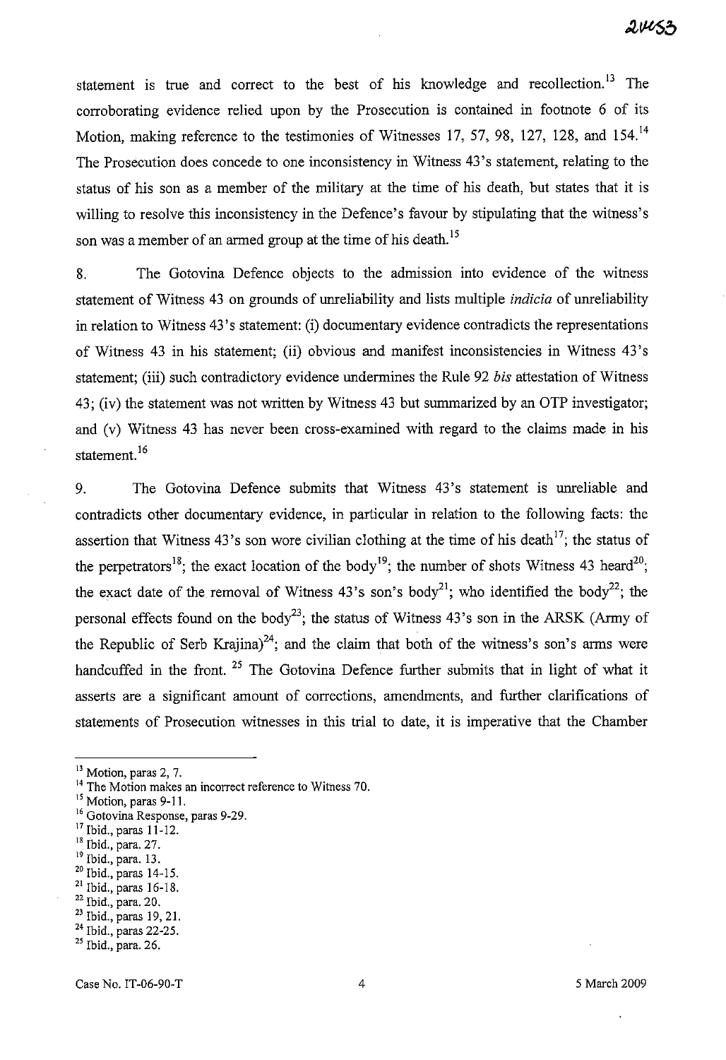statement is true and correct to the best of his knowledge and recollection.[13] The corroborating evidence relied upon by the Prosecution is contained in footnote 6 of its Motion, making reference to the testimonies of Witnesses 17, 57, 98, 127, 128, and 154.[14] The Prosecution does concede to one inconsistency in Witness 43's statement, relating to the status of his son as a member of the military at the time of his death, but states that it is willing to resolve this inconsistency in the Defence's favour by stipulating that the witness's son was a member of an armed group at the time of his death.[15]

8. The Gotovina Defence objects to the admission into evidence of the witness statement of Witness 43 on grounds of unreliability and lists multiple *indicia* of unreliability in relation to Witness 43's statement: (i) documentary evidence contradicts the representations of Witness 43 in his statement; (ii) obvious and manifest inconsistencies in Witness 43's statement; (iii) such contradictory evidence undermines the Rule 92 *bis* attestation of Witness 43; (iv) the statement was not written by Witness 43 but summarized by an OTP investigator; and (v) Witness 43 has never been cross-examined with regard to the claims made in his statement.[16]

9. The Gotovina Defence submits that Witness 43's statement is unreliable and contradicts other documentary evidence, in particular in relation to the following facts: the assertion that Witness 43's son wore civilian clothing at the time of his death[17]; the status of the perpetrators[18]; the exact location of the body[19]; the number of shots Witness 43 heard[20]; the exact date of the removal of Witness 43's son's body[21]; who identified the body[22]; the personal effects found on the body[23]; the status of Witness 43's son in the ARSK (Army of the Republic of Serb Krajina)[24]; and the claim that both of the witness's son's arms were handcuffed in the front.[25] The Gotovina Defence further submits that in light of what it asserts are a significant amount of corrections, amendments, and further clarifications of statements of Prosecution witnesses in this trial to date, it is imperative that the Chamber

---

[13] Motion, paras 2, 7.
[14] The Motion makes an incorrect reference to Witness 70.
[15] Motion, paras 9-11.
[16] Gotovina Response, paras 9-29.
[17] Ibid., paras 11-12.
[18] Ibid., para. 27.
[19] Ibid., para. 13.
[20] Ibid., paras 14-15.
[21] Ibid., paras 16-18.
[22] Ibid., para. 20.
[23] Ibid., paras 19, 21.
[24] Ibid., paras 22-25.
[25] Ibid., para. 26.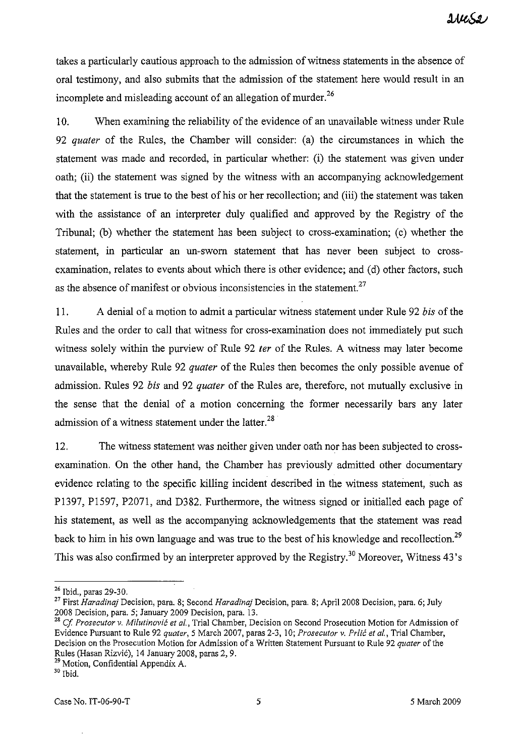takes a particularly cautious approach to the admission of witness statements in the absence of oral testimony, and also submits that the admission of the statement here would result in an incomplete and misleading account of an allegation of murder.[26]

10. When examining the reliability of the evidence of an unavailable witness under Rule 92 *quater* of the Rules, the Chamber will consider: (a) the circumstances in which the statement was made and recorded, in particular whether: (i) the statement was given under oath; (ii) the statement was signed by the witness with an accompanying acknowledgement that the statement is true to the best of his or her recollection; and (iii) the statement was taken with the assistance of an interpreter duly qualified and approved by the Registry of the Tribunal; (b) whether the statement has been subject to cross-examination; (c) whether the statement, in particular an un-sworn statement that has never been subject to cross-examination, relates to events about which there is other evidence; and (d) other factors, such as the absence of manifest or obvious inconsistencies in the statement.[27]

11. A denial of a motion to admit a particular witness statement under Rule 92 *bis* of the Rules and the order to call that witness for cross-examination does not immediately put such witness solely within the purview of Rule 92 *ter* of the Rules. A witness may later become unavailable, whereby Rule 92 *quater* of the Rules then becomes the only possible avenue of admission. Rules 92 *bis* and 92 *quater* of the Rules are, therefore, not mutually exclusive in the sense that the denial of a motion concerning the former necessarily bars any later admission of a witness statement under the latter.[28]

12. The witness statement was neither given under oath nor has been subjected to cross-examination. On the other hand, the Chamber has previously admitted other documentary evidence relating to the specific killing incident described in the witness statement, such as P1397, P1597, P2071, and D382. Furthermore, the witness signed or initialled each page of his statement, as well as the accompanying acknowledgements that the statement was read back to him in his own language and was true to the best of his knowledge and recollection.[29] This was also confirmed by an interpreter approved by the Registry.[30] Moreover, Witness 43's

---

[26] Ibid., paras 29-30.

[27] First *Haradinaj* Decision, para. 8; Second *Haradinaj* Decision, para. 8; April 2008 Decision, para. 6; July 2008 Decision, para. 5; January 2009 Decision, para. 13.

[28] *Cf. Prosecutor v. Milutinović et al.*, Trial Chamber, Decision on Second Prosecution Motion for Admission of Evidence Pursuant to Rule 92 *quater*, 5 March 2007, paras 2-3, 10; *Prosecutor v. Prlić et al.*, Trial Chamber, Decision on the Prosecution Motion for Admission of a Written Statement Pursuant to Rule 92 *quater* of the Rules (Hasan Rizvić), 14 January 2008, paras 2, 9.

[29] Motion, Confidential Appendix A.

[30] Ibid.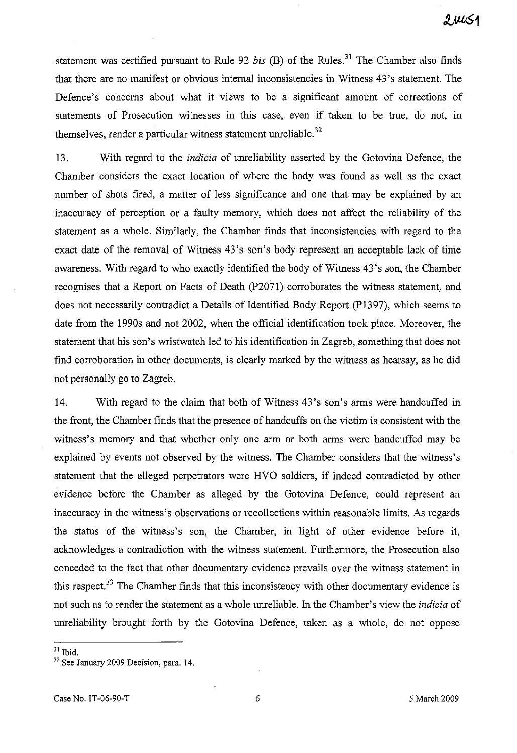statement was certified pursuant to Rule 92 *bis* (B) of the Rules.[31] The Chamber also finds that there are no manifest or obvious internal inconsistencies in Witness 43's statement. The Defence's concerns about what it views to be a significant amount of corrections of statements of Prosecution witnesses in this case, even if taken to be true, do not, in themselves, render a particular witness statement unreliable.[32]

13. With regard to the *indicia* of unreliability asserted by the Gotovina Defence, the Chamber considers the exact location of where the body was found as well as the exact number of shots fired, a matter of less significance and one that may be explained by an inaccuracy of perception or a faulty memory, which does not affect the reliability of the statement as a whole. Similarly, the Chamber finds that inconsistencies with regard to the exact date of the removal of Witness 43's son's body represent an acceptable lack of time awareness. With regard to who exactly identified the body of Witness 43's son, the Chamber recognises that a Report on Facts of Death (P2071) corroborates the witness statement, and does not necessarily contradict a Details of Identified Body Report (P1397), which seems to date from the 1990s and not 2002, when the official identification took place. Moreover, the statement that his son's wristwatch led to his identification in Zagreb, something that does not find corroboration in other documents, is clearly marked by the witness as hearsay, as he did not personally go to Zagreb.

14. With regard to the claim that both of Witness 43's son's arms were handcuffed in the front, the Chamber finds that the presence of handcuffs on the victim is consistent with the witness's memory and that whether only one arm or both arms were handcuffed may be explained by events not observed by the witness. The Chamber considers that the witness's statement that the alleged perpetrators were HVO soldiers, if indeed contradicted by other evidence before the Chamber as alleged by the Gotovina Defence, could represent an inaccuracy in the witness's observations or recollections within reasonable limits. As regards the status of the witness's son, the Chamber, in light of other evidence before it, acknowledges a contradiction with the witness statement. Furthermore, the Prosecution also conceded to the fact that other documentary evidence prevails over the witness statement in this respect.[33] The Chamber finds that this inconsistency with other documentary evidence is not such as to render the statement as a whole unreliable. In the Chamber's view the *indicia* of unreliability brought forth by the Gotovina Defence, taken as a whole, do not oppose

---

[31] Ibid.

[32] See January 2009 Decision, para. 14.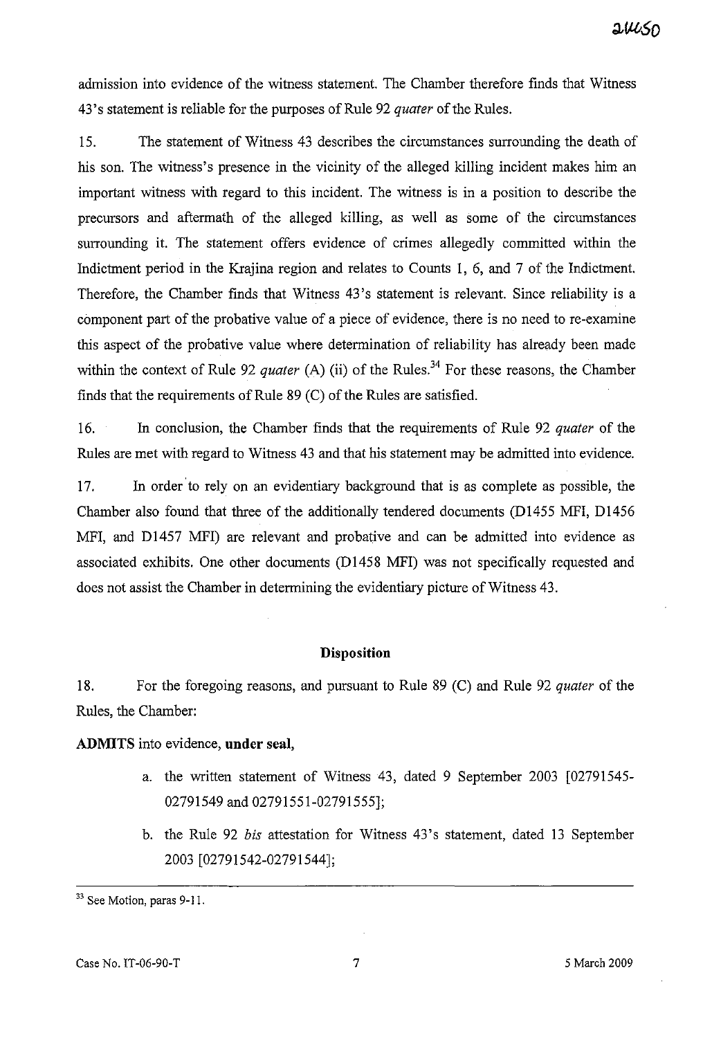admission into evidence of the witness statement. The Chamber therefore finds that Witness 43's statement is reliable for the purposes of Rule 92 *quater* of the Rules.

15. The statement of Witness 43 describes the circumstances surrounding the death of his son. The witness's presence in the vicinity of the alleged killing incident makes him an important witness with regard to this incident. The witness is in a position to describe the precursors and aftermath of the alleged killing, as well as some of the circumstances surrounding it. The statement offers evidence of crimes allegedly committed within the Indictment period in the Krajina region and relates to Counts 1, 6, and 7 of the Indictment. Therefore, the Chamber finds that Witness 43's statement is relevant. Since reliability is a component part of the probative value of a piece of evidence, there is no need to re-examine this aspect of the probative value where determination of reliability has already been made within the context of Rule 92 *quater* (A) (ii) of the Rules.[34] For these reasons, the Chamber finds that the requirements of Rule 89 (C) of the Rules are satisfied.

16. In conclusion, the Chamber finds that the requirements of Rule 92 *quater* of the Rules are met with regard to Witness 43 and that his statement may be admitted into evidence.

17. In order to rely on an evidentiary background that is as complete as possible, the Chamber also found that three of the additionally tendered documents (D1455 MFI, D1456 MFI, and D1457 MFI) are relevant and probative and can be admitted into evidence as associated exhibits. One other documents (D1458 MFI) was not specifically requested and does not assist the Chamber in determining the evidentiary picture of Witness 43.

### Disposition

18. For the foregoing reasons, and pursuant to Rule 89 (C) and Rule 92 *quater* of the Rules, the Chamber:

**ADMITS** into evidence, **under seal,**

a. the written statement of Witness 43, dated 9 September 2003 [02791545-02791549 and 02791551-02791555];

b. the Rule 92 *bis* attestation for Witness 43's statement, dated 13 September 2003 [02791542-02791544];

---

[33] See Motion, paras 9-11.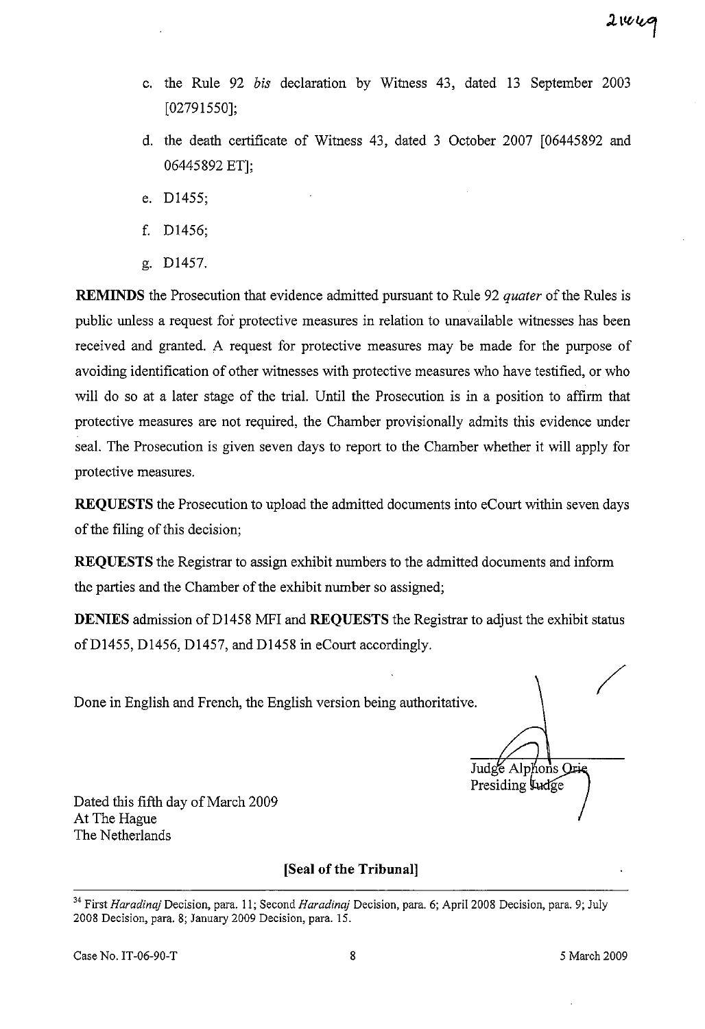c. the Rule 92 *bis* declaration by Witness 43, dated 13 September 2003 [02791550];

d. the death certificate of Witness 43, dated 3 October 2007 [06445892 and 06445892 ET];

e. D1455;

f. D1456;

g. D1457.

**REMINDS** the Prosecution that evidence admitted pursuant to Rule 92 *quater* of the Rules is public unless a request for protective measures in relation to unavailable witnesses has been received and granted. A request for protective measures may be made for the purpose of avoiding identification of other witnesses with protective measures who have testified, or who will do so at a later stage of the trial. Until the Prosecution is in a position to affirm that protective measures are not required, the Chamber provisionally admits this evidence under seal. The Prosecution is given seven days to report to the Chamber whether it will apply for protective measures.

**REQUESTS** the Prosecution to upload the admitted documents into eCourt within seven days of the filing of this decision;

**REQUESTS** the Registrar to assign exhibit numbers to the admitted documents and inform the parties and the Chamber of the exhibit number so assigned;

**DENIES** admission of D1458 MFI and **REQUESTS** the Registrar to adjust the exhibit status of D1455, D1456, D1457, and D1458 in eCourt accordingly.

Done in English and French, the English version being authoritative.

Judge Alphons Orie
Presiding Judge

Dated this fifth day of March 2009
At The Hague
The Netherlands

**[Seal of the Tribunal]**

[34] First *Haradinaj* Decision, para. 11; Second *Haradinaj* Decision, para. 6; April 2008 Decision, para. 9; July 2008 Decision, para. 8; January 2009 Decision, para. 15.